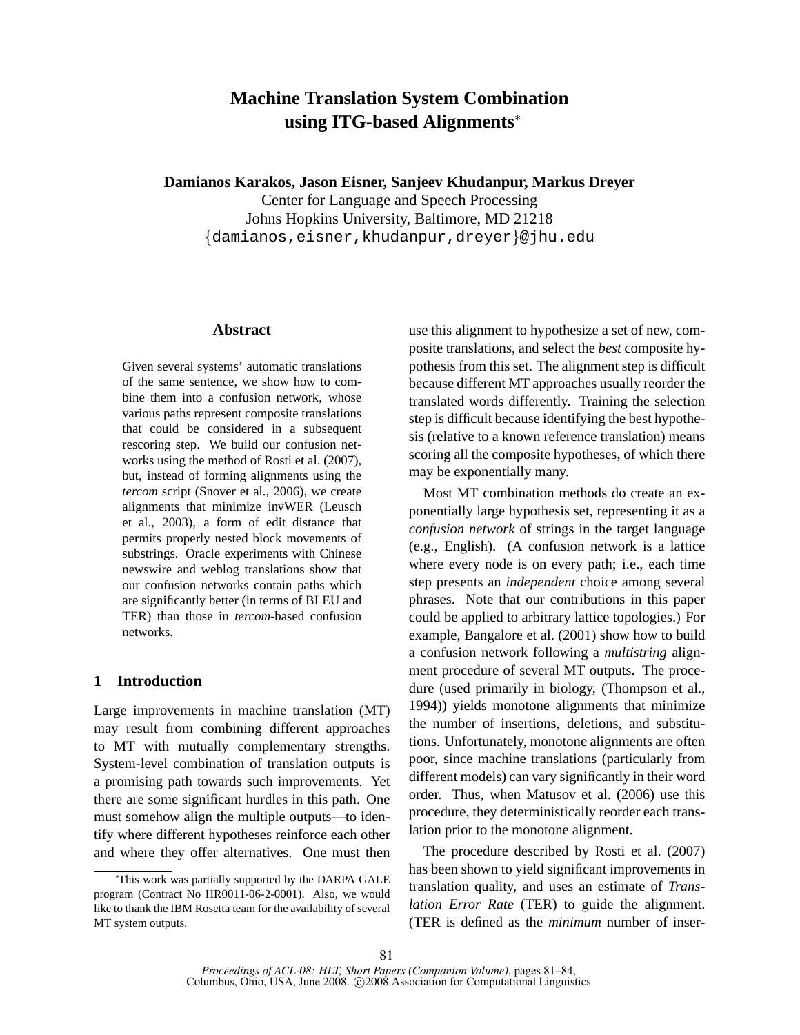# Machine Translation System Combination using ITG-based Alignments*

**Damianos Karakos, Jason Eisner, Sanjeev Khudanpur, Markus Dreyer**
Center for Language and Speech Processing
Johns Hopkins University, Baltimore, MD 21218
{damianos,eisner,khudanpur,dreyer}@jhu.edu

## Abstract

Given several systems' automatic translations of the same sentence, we show how to combine them into a confusion network, whose various paths represent composite translations that could be considered in a subsequent rescoring step. We build our confusion networks using the method of Rosti et al. (2007), but, instead of forming alignments using the *tercom* script (Snover et al., 2006), we create alignments that minimize invWER (Leusch et al., 2003), a form of edit distance that permits properly nested block movements of substrings. Oracle experiments with Chinese newswire and weblog translations show that our confusion networks contain paths which are significantly better (in terms of BLEU and TER) than those in *tercom*-based confusion networks.

## 1 Introduction

Large improvements in machine translation (MT) may result from combining different approaches to MT with mutually complementary strengths. System-level combination of translation outputs is a promising path towards such improvements. Yet there are some significant hurdles in this path. One must somehow align the multiple outputs—to identify where different hypotheses reinforce each other and where they offer alternatives. One must then use this alignment to hypothesize a set of new, composite translations, and select the *best* composite hypothesis from this set. The alignment step is difficult because different MT approaches usually reorder the translated words differently. Training the selection step is difficult because identifying the best hypothesis (relative to a known reference translation) means scoring all the composite hypotheses, of which there may be exponentially many.

Most MT combination methods do create an exponentially large hypothesis set, representing it as a *confusion network* of strings in the target language (e.g., English). (A confusion network is a lattice where every node is on every path; i.e., each time step presents an *independent* choice among several phrases. Note that our contributions in this paper could be applied to arbitrary lattice topologies.) For example, Bangalore et al. (2001) show how to build a confusion network following a *multistring* alignment procedure of several MT outputs. The procedure (used primarily in biology, (Thompson et al., 1994)) yields monotone alignments that minimize the number of insertions, deletions, and substitutions. Unfortunately, monotone alignments are often poor, since machine translations (particularly from different models) can vary significantly in their word order. Thus, when Matusov et al. (2006) use this procedure, they deterministically reorder each translation prior to the monotone alignment.

The procedure described by Rosti et al. (2007) has been shown to yield significant improvements in translation quality, and uses an estimate of *Translation Error Rate* (TER) to guide the alignment. (TER is defined as the *minimum* number of inser-

*This work was partially supported by the DARPA GALE program (Contract No HR0011-06-2-0001). Also, we would like to thank the IBM Rosetta team for the availability of several MT system outputs.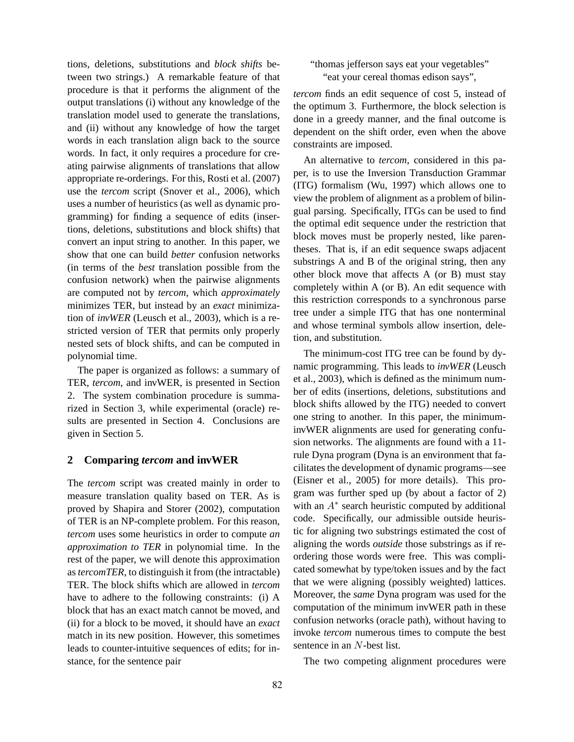tions, deletions, substitutions and *block shifts* between two strings.) A remarkable feature of that procedure is that it performs the alignment of the output translations (i) without any knowledge of the translation model used to generate the translations, and (ii) without any knowledge of how the target words in each translation align back to the source words. In fact, it only requires a procedure for creating pairwise alignments of translations that allow appropriate re-orderings. For this, Rosti et al. (2007) use the *tercom* script (Snover et al., 2006), which uses a number of heuristics (as well as dynamic programming) for finding a sequence of edits (insertions, deletions, substitutions and block shifts) that convert an input string to another. In this paper, we show that one can build *better* confusion networks (in terms of the *best* translation possible from the confusion network) when the pairwise alignments are computed not by *tercom*, which *approximately* minimizes TER, but instead by an *exact* minimization of *invWER* (Leusch et al., 2003), which is a restricted version of TER that permits only properly nested sets of block shifts, and can be computed in polynomial time.

The paper is organized as follows: a summary of TER, *tercom*, and invWER, is presented in Section 2. The system combination procedure is summarized in Section 3, while experimental (oracle) results are presented in Section 4. Conclusions are given in Section 5.

## 2 Comparing *tercom* and invWER

The *tercom* script was created mainly in order to measure translation quality based on TER. As is proved by Shapira and Storer (2002), computation of TER is an NP-complete problem. For this reason, *tercom* uses some heuristics in order to compute *an approximation to TER* in polynomial time. In the rest of the paper, we will denote this approximation as *tercomTER*, to distinguish it from (the intractable) TER. The block shifts which are allowed in *tercom* have to adhere to the following constraints: (i) A block that has an exact match cannot be moved, and (ii) for a block to be moved, it should have an *exact* match in its new position. However, this sometimes leads to counter-intuitive sequences of edits; for instance, for the sentence pair

"thomas jefferson says eat your vegetables"
"eat your cereal thomas edison says",

*tercom* finds an edit sequence of cost 5, instead of the optimum 3. Furthermore, the block selection is done in a greedy manner, and the final outcome is dependent on the shift order, even when the above constraints are imposed.

An alternative to *tercom*, considered in this paper, is to use the Inversion Transduction Grammar (ITG) formalism (Wu, 1997) which allows one to view the problem of alignment as a problem of bilingual parsing. Specifically, ITGs can be used to find the optimal edit sequence under the restriction that block moves must be properly nested, like parentheses. That is, if an edit sequence swaps adjacent substrings A and B of the original string, then any other block move that affects A (or B) must stay completely within A (or B). An edit sequence with this restriction corresponds to a synchronous parse tree under a simple ITG that has one nonterminal and whose terminal symbols allow insertion, deletion, and substitution.

The minimum-cost ITG tree can be found by dynamic programming. This leads to *invWER* (Leusch et al., 2003), which is defined as the minimum number of edits (insertions, deletions, substitutions and block shifts allowed by the ITG) needed to convert one string to another. In this paper, the minimum-invWER alignments are used for generating confusion networks. The alignments are found with a 11-rule Dyna program (Dyna is an environment that facilitates the development of dynamic programs—see (Eisner et al., 2005) for more details). This program was further sped up (by about a factor of 2) with an $A^*$ search heuristic computed by additional code. Specifically, our admissible outside heuristic for aligning two substrings estimated the cost of aligning the words *outside* those substrings as if reordering those words were free. This was complicated somewhat by type/token issues and by the fact that we were aligning (possibly weighted) lattices. Moreover, the *same* Dyna program was used for the computation of the minimum invWER path in these confusion networks (oracle path), without having to invoke *tercom* numerous times to compute the best sentence in an $N$-best list.

The two competing alignment procedures were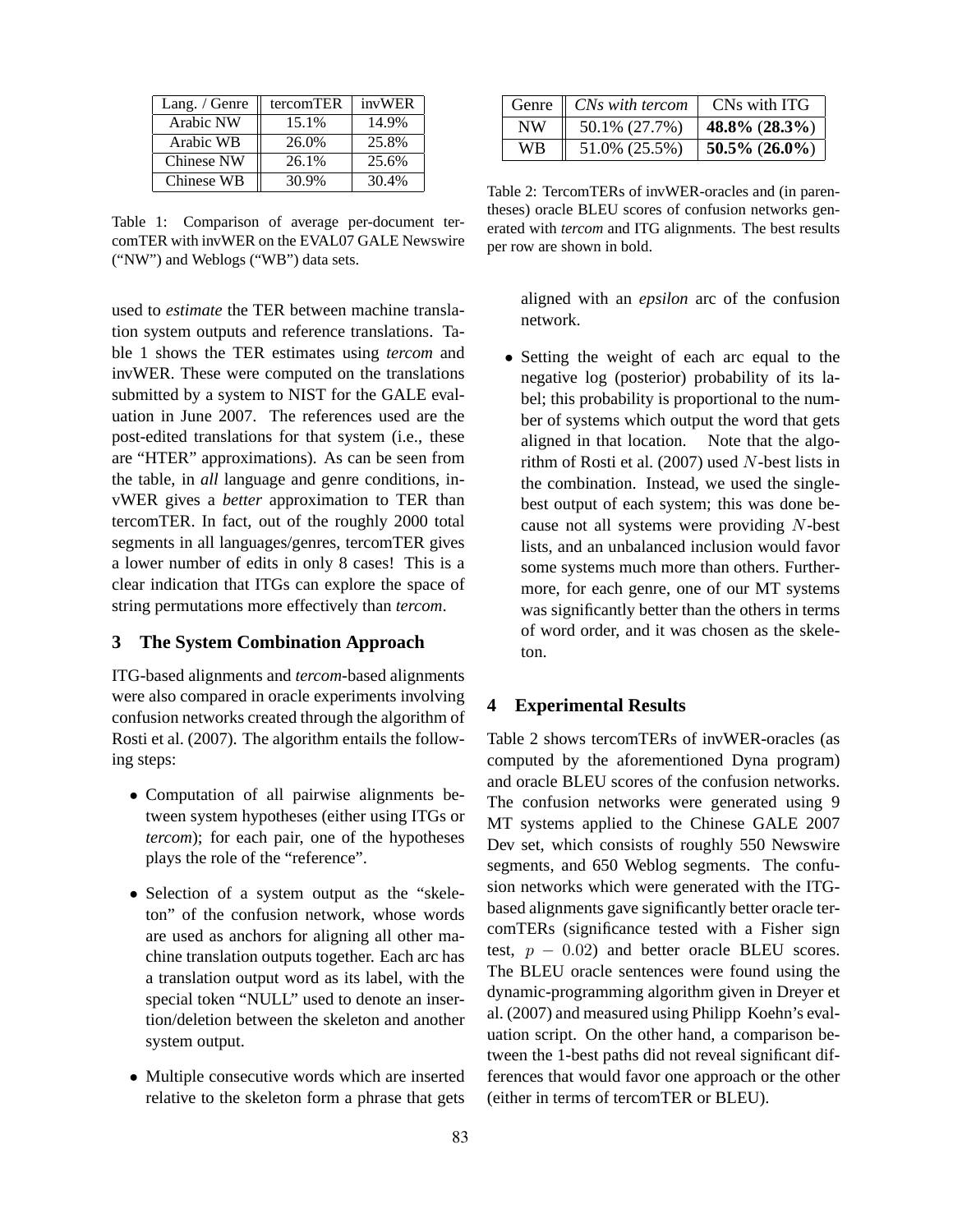| Lang. / Genre | tercomTER | invWER |
| --- | --- | --- |
| Arabic NW | 15.1% | 14.9% |
| Arabic WB | 26.0% | 25.8% |
| Chinese NW | 26.1% | 25.6% |
| Chinese WB | 30.9% | 30.4% |

Table 1: Comparison of average per-document tercomTER with invWER on the EVAL07 GALE Newswire ("NW") and Weblogs ("WB") data sets.

used to *estimate* the TER between machine translation system outputs and reference translations. Table 1 shows the TER estimates using *tercom* and invWER. These were computed on the translations submitted by a system to NIST for the GALE evaluation in June 2007. The references used are the post-edited translations for that system (i.e., these are "HTER" approximations). As can be seen from the table, in *all* language and genre conditions, invWER gives a *better* approximation to TER than tercomTER. In fact, out of the roughly 2000 total segments in all languages/genres, tercomTER gives a lower number of edits in only 8 cases! This is a clear indication that ITGs can explore the space of string permutations more effectively than *tercom*.

## 3 The System Combination Approach

ITG-based alignments and *tercom*-based alignments were also compared in oracle experiments involving confusion networks created through the algorithm of Rosti et al. (2007). The algorithm entails the following steps:

- Computation of all pairwise alignments between system hypotheses (either using ITGs or *tercom*); for each pair, one of the hypotheses plays the role of the "reference".
- Selection of a system output as the "skeleton" of the confusion network, whose words are used as anchors for aligning all other machine translation outputs together. Each arc has a translation output word as its label, with the special token "NULL" used to denote an insertion/deletion between the skeleton and another system output.
- Multiple consecutive words which are inserted relative to the skeleton form a phrase that gets aligned with an *epsilon* arc of the confusion network.
- Setting the weight of each arc equal to the negative log (posterior) probability of its label; this probability is proportional to the number of systems which output the word that gets aligned in that location. Note that the algorithm of Rosti et al. (2007) used $N$-best lists in the combination. Instead, we used the single-best output of each system; this was done because not all systems were providing $N$-best lists, and an unbalanced inclusion would favor some systems much more than others. Furthermore, for each genre, one of our MT systems was significantly better than the others in terms of word order, and it was chosen as the skeleton.

| Genre | *CNs with tercom* | CNs with ITG |
| --- | --- | --- |
| NW | 50.1% (27.7%) | **48.8% (28.3%)** |
| WB | 51.0% (25.5%) | **50.5% (26.0%)** |

Table 2: TercomTERs of invWER-oracles and (in parentheses) oracle BLEU scores of confusion networks generated with *tercom* and ITG alignments. The best results per row are shown in bold.

## 4 Experimental Results

Table 2 shows tercomTERs of invWER-oracles (as computed by the aforementioned Dyna program) and oracle BLEU scores of the confusion networks. The confusion networks were generated using 9 MT systems applied to the Chinese GALE 2007 Dev set, which consists of roughly 550 Newswire segments, and 650 Weblog segments. The confusion networks which were generated with the ITG-based alignments gave significantly better oracle tercomTERs (significance tested with a Fisher sign test, $p - 0.02$) and better oracle BLEU scores. The BLEU oracle sentences were found using the dynamic-programming algorithm given in Dreyer et al. (2007) and measured using Philipp Koehn's evaluation script. On the other hand, a comparison between the 1-best paths did not reveal significant differences that would favor one approach or the other (either in terms of tercomTER or BLEU).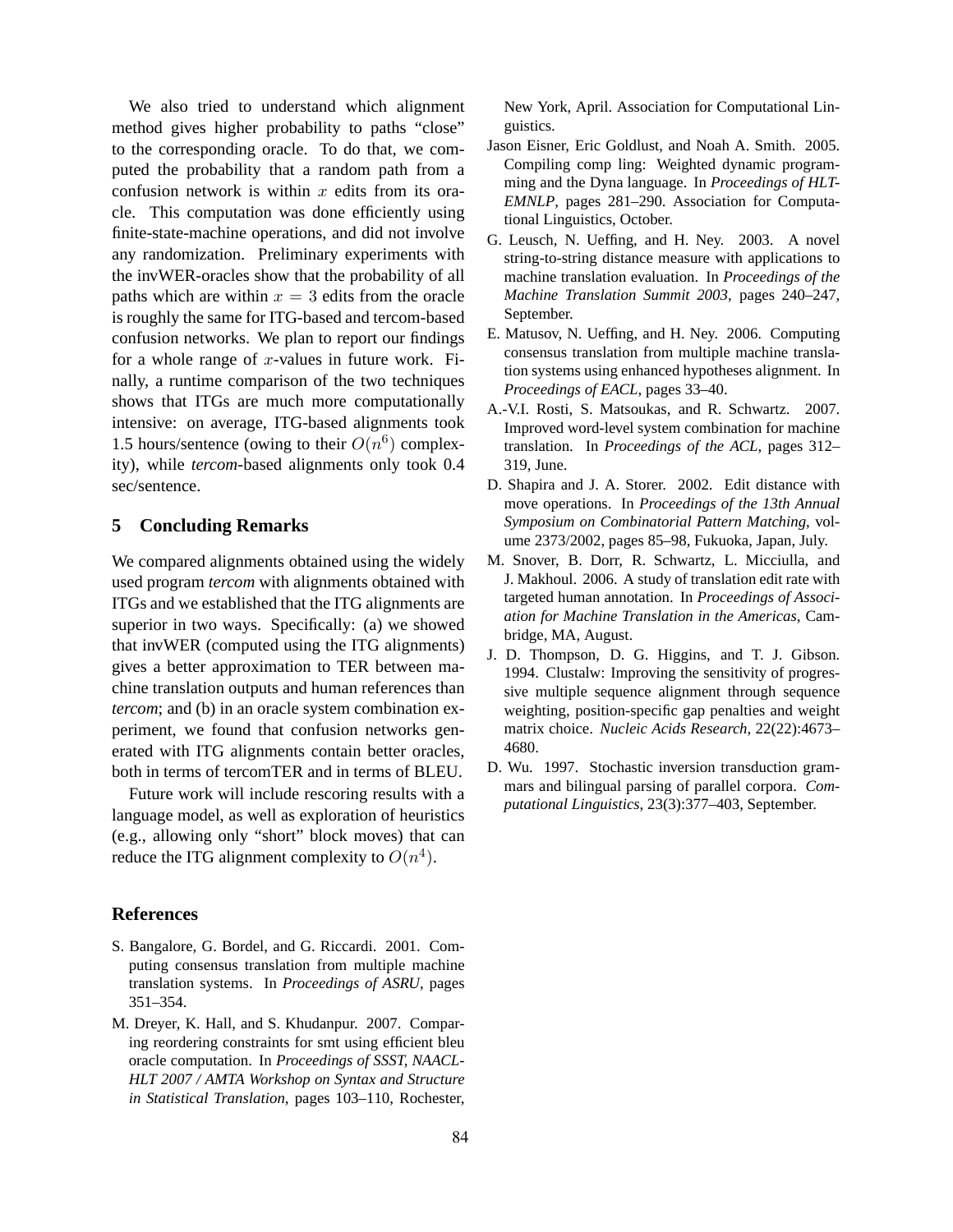We also tried to understand which alignment method gives higher probability to paths "close" to the corresponding oracle. To do that, we computed the probability that a random path from a confusion network is within $x$ edits from its oracle. This computation was done efficiently using finite-state-machine operations, and did not involve any randomization. Preliminary experiments with the invWER-oracles show that the probability of all paths which are within $x = 3$ edits from the oracle is roughly the same for ITG-based and tercom-based confusion networks. We plan to report our findings for a whole range of $x$-values in future work. Finally, a runtime comparison of the two techniques shows that ITGs are much more computationally intensive: on average, ITG-based alignments took 1.5 hours/sentence (owing to their $O(n^6)$ complexity), while *tercom*-based alignments only took 0.4 sec/sentence.

## 5 Concluding Remarks

We compared alignments obtained using the widely used program *tercom* with alignments obtained with ITGs and we established that the ITG alignments are superior in two ways. Specifically: (a) we showed that invWER (computed using the ITG alignments) gives a better approximation to TER between machine translation outputs and human references than *tercom*; and (b) in an oracle system combination experiment, we found that confusion networks generated with ITG alignments contain better oracles, both in terms of tercomTER and in terms of BLEU.

Future work will include rescoring results with a language model, as well as exploration of heuristics (e.g., allowing only "short" block moves) that can reduce the ITG alignment complexity to $O(n^4)$.

## References

S. Bangalore, G. Bordel, and G. Riccardi. 2001. Computing consensus translation from multiple machine translation systems. In *Proceedings of ASRU*, pages 351–354.

M. Dreyer, K. Hall, and S. Khudanpur. 2007. Comparing reordering constraints for smt using efficient bleu oracle computation. In *Proceedings of SSST, NAACL-HLT 2007 / AMTA Workshop on Syntax and Structure in Statistical Translation*, pages 103–110, Rochester, New York, April. Association for Computational Linguistics.

Jason Eisner, Eric Goldlust, and Noah A. Smith. 2005. Compiling comp ling: Weighted dynamic programming and the Dyna language. In *Proceedings of HLT-EMNLP*, pages 281–290. Association for Computational Linguistics, October.

G. Leusch, N. Ueffing, and H. Ney. 2003. A novel string-to-string distance measure with applications to machine translation evaluation. In *Proceedings of the Machine Translation Summit 2003*, pages 240–247, September.

E. Matusov, N. Ueffing, and H. Ney. 2006. Computing consensus translation from multiple machine translation systems using enhanced hypotheses alignment. In *Proceedings of EACL*, pages 33–40.

A.-V.I. Rosti, S. Matsoukas, and R. Schwartz. 2007. Improved word-level system combination for machine translation. In *Proceedings of the ACL*, pages 312–319, June.

D. Shapira and J. A. Storer. 2002. Edit distance with move operations. In *Proceedings of the 13th Annual Symposium on Combinatorial Pattern Matching*, volume 2373/2002, pages 85–98, Fukuoka, Japan, July.

M. Snover, B. Dorr, R. Schwartz, L. Micciulla, and J. Makhoul. 2006. A study of translation edit rate with targeted human annotation. In *Proceedings of Association for Machine Translation in the Americas*, Cambridge, MA, August.

J. D. Thompson, D. G. Higgins, and T. J. Gibson. 1994. Clustalw: Improving the sensitivity of progressive multiple sequence alignment through sequence weighting, position-specific gap penalties and weight matrix choice. *Nucleic Acids Research*, 22(22):4673–4680.

D. Wu. 1997. Stochastic inversion transduction grammars and bilingual parsing of parallel corpora. *Computational Linguistics*, 23(3):377–403, September.